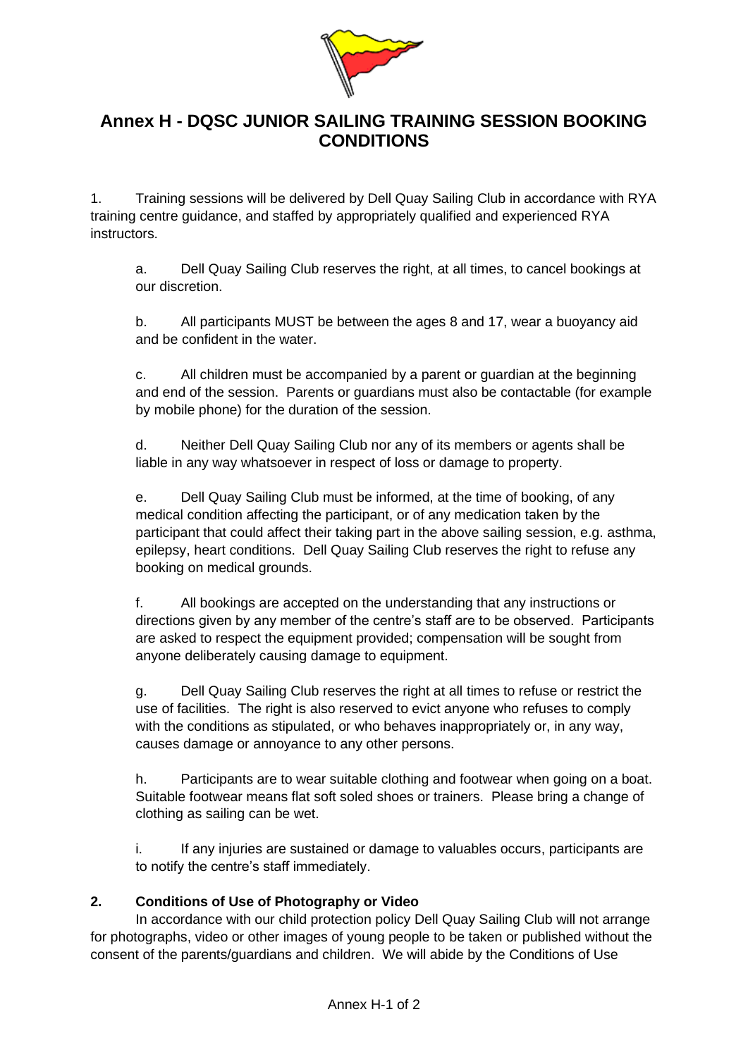# Annex H - DQSC JUNIOR SAILING TRAINING SESSION BOOKING CONDITIONS

1. Training sessions will be delivered by Dell Quay Sailing Club in accordance with RYA training centre guidance, and staffed by appropriately qualified and experienced RYA instructors.

   a. Dell Quay Sailing Club reserves the right, at all times, to cancel bookings at our discretion.

   b. All participants MUST be between the ages 8 and 17, wear a buoyancy aid and be confident in the water.

   c. All children must be accompanied by a parent or guardian at the beginning and end of the session. Parents or guardians must also be contactable (for example by mobile phone) for the duration of the session.

   d. Neither Dell Quay Sailing Club nor any of its members or agents shall be liable in any way whatsoever in respect of loss or damage to property.

   e. Dell Quay Sailing Club must be informed, at the time of booking, of any medical condition affecting the participant, or of any medication taken by the participant that could affect their taking part in the above sailing session, e.g. asthma, epilepsy, heart conditions. Dell Quay Sailing Club reserves the right to refuse any booking on medical grounds.

   f. All bookings are accepted on the understanding that any instructions or directions given by any member of the centre's staff are to be observed. Participants are asked to respect the equipment provided; compensation will be sought from anyone deliberately causing damage to equipment.

   g. Dell Quay Sailing Club reserves the right at all times to refuse or restrict the use of facilities. The right is also reserved to evict anyone who refuses to comply with the conditions as stipulated, or who behaves inappropriately or, in any way, causes damage or annoyance to any other persons.

   h. Participants are to wear suitable clothing and footwear when going on a boat. Suitable footwear means flat soft soled shoes or trainers. Please bring a change of clothing as sailing can be wet.

   i. If any injuries are sustained or damage to valuables occurs, participants are to notify the centre's staff immediately.

**2. Conditions of Use of Photography or Video**

In accordance with our child protection policy Dell Quay Sailing Club will not arrange for photographs, video or other images of young people to be taken or published without the consent of the parents/guardians and children. We will abide by the Conditions of Use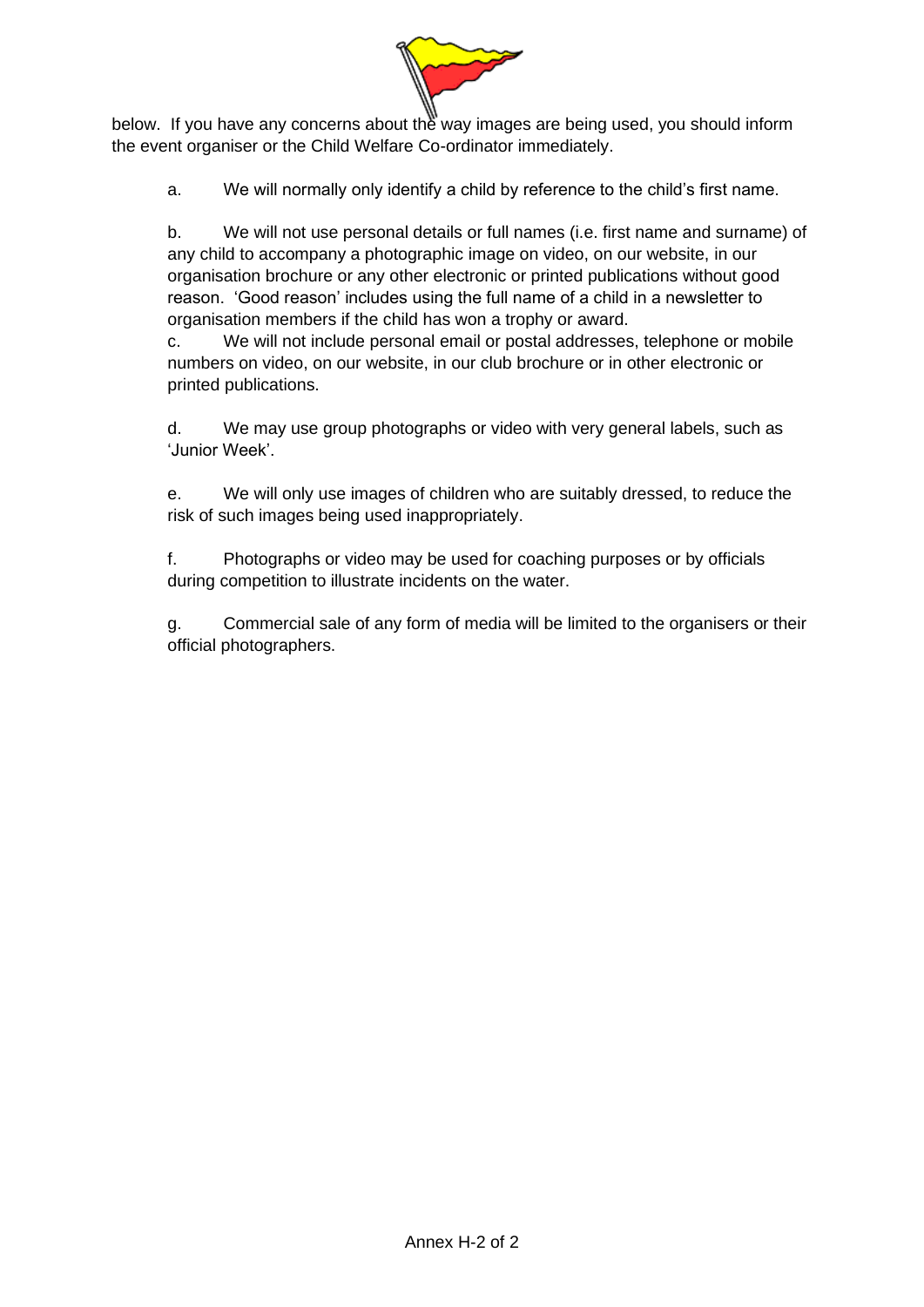below. If you have any concerns about the way images are being used, you should inform the event organiser or the Child Welfare Co-ordinator immediately.

a. We will normally only identify a child by reference to the child's first name.

b. We will not use personal details or full names (i.e. first name and surname) of any child to accompany a photographic image on video, on our website, in our organisation brochure or any other electronic or printed publications without good reason. 'Good reason' includes using the full name of a child in a newsletter to organisation members if the child has won a trophy or award.

c. We will not include personal email or postal addresses, telephone or mobile numbers on video, on our website, in our club brochure or in other electronic or printed publications.

d. We may use group photographs or video with very general labels, such as 'Junior Week'.

e. We will only use images of children who are suitably dressed, to reduce the risk of such images being used inappropriately.

f. Photographs or video may be used for coaching purposes or by officials during competition to illustrate incidents on the water.

g. Commercial sale of any form of media will be limited to the organisers or their official photographers.